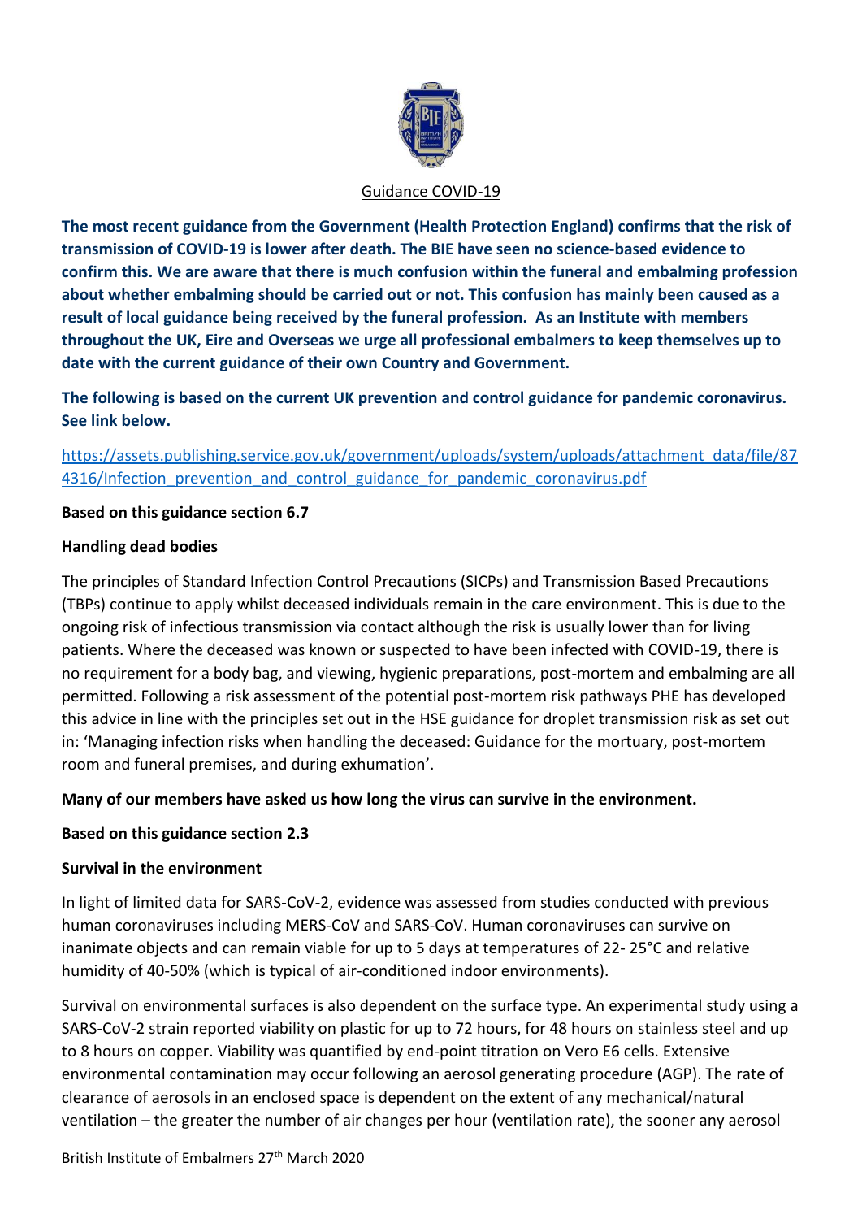## Guidance COVID-19

**The most recent guidance from the Government (Health Protection England) confirms that the risk of transmission of COVID-19 is lower after death. The BIE have seen no science-based evidence to confirm this. We are aware that there is much confusion within the funeral and embalming profession about whether embalming should be carried out or not. This confusion has mainly been caused as a result of local guidance being received by the funeral profession. As an Institute with members throughout the UK, Eire and Overseas we urge all professional embalmers to keep themselves up to date with the current guidance of their own Country and Government.**

**The following is based on the current UK prevention and control guidance for pandemic coronavirus. See link below.**

https://assets.publishing.service.gov.uk/government/uploads/system/uploads/attachment_data/file/874316/Infection_prevention_and_control_guidance_for_pandemic_coronavirus.pdf

**Based on this guidance section 6.7**

**Handling dead bodies**

The principles of Standard Infection Control Precautions (SICPs) and Transmission Based Precautions (TBPs) continue to apply whilst deceased individuals remain in the care environment. This is due to the ongoing risk of infectious transmission via contact although the risk is usually lower than for living patients. Where the deceased was known or suspected to have been infected with COVID-19, there is no requirement for a body bag, and viewing, hygienic preparations, post-mortem and embalming are all permitted. Following a risk assessment of the potential post-mortem risk pathways PHE has developed this advice in line with the principles set out in the HSE guidance for droplet transmission risk as set out in: 'Managing infection risks when handling the deceased: Guidance for the mortuary, post-mortem room and funeral premises, and during exhumation'.

**Many of our members have asked us how long the virus can survive in the environment.**

**Based on this guidance section 2.3**

**Survival in the environment**

In light of limited data for SARS-CoV-2, evidence was assessed from studies conducted with previous human coronaviruses including MERS-CoV and SARS-CoV. Human coronaviruses can survive on inanimate objects and can remain viable for up to 5 days at temperatures of 22- 25°C and relative humidity of 40-50% (which is typical of air-conditioned indoor environments).

Survival on environmental surfaces is also dependent on the surface type. An experimental study using a SARS-CoV-2 strain reported viability on plastic for up to 72 hours, for 48 hours on stainless steel and up to 8 hours on copper. Viability was quantified by end-point titration on Vero E6 cells. Extensive environmental contamination may occur following an aerosol generating procedure (AGP). The rate of clearance of aerosols in an enclosed space is dependent on the extent of any mechanical/natural ventilation – the greater the number of air changes per hour (ventilation rate), the sooner any aerosol

British Institute of Embalmers 27th March 2020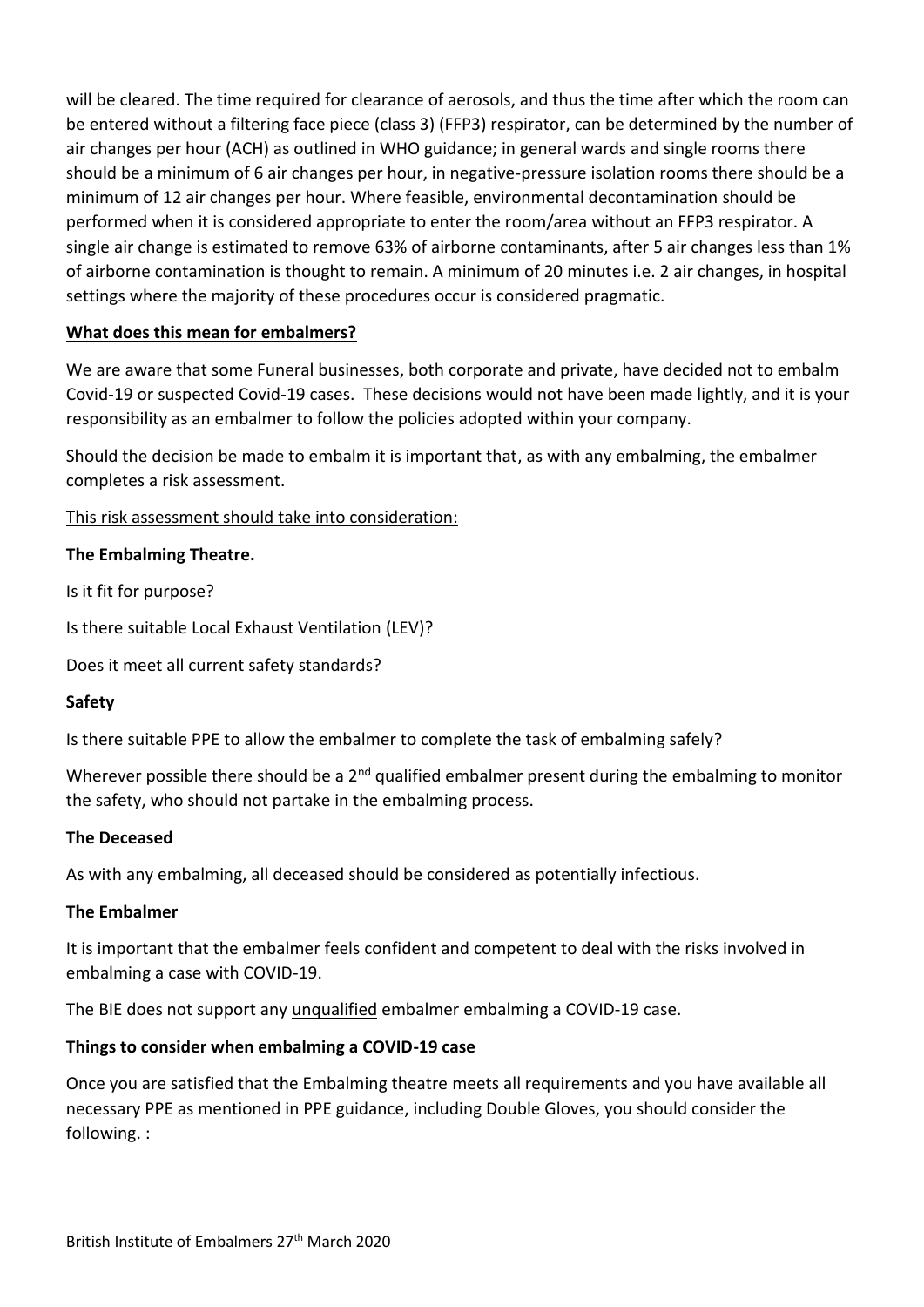will be cleared. The time required for clearance of aerosols, and thus the time after which the room can be entered without a filtering face piece (class 3) (FFP3) respirator, can be determined by the number of air changes per hour (ACH) as outlined in WHO guidance; in general wards and single rooms there should be a minimum of 6 air changes per hour, in negative-pressure isolation rooms there should be a minimum of 12 air changes per hour. Where feasible, environmental decontamination should be performed when it is considered appropriate to enter the room/area without an FFP3 respirator. A single air change is estimated to remove 63% of airborne contaminants, after 5 air changes less than 1% of airborne contamination is thought to remain. A minimum of 20 minutes i.e. 2 air changes, in hospital settings where the majority of these procedures occur is considered pragmatic.

## What does this mean for embalmers?

We are aware that some Funeral businesses, both corporate and private, have decided not to embalm Covid-19 or suspected Covid-19 cases. These decisions would not have been made lightly, and it is your responsibility as an embalmer to follow the policies adopted within your company.

Should the decision be made to embalm it is important that, as with any embalming, the embalmer completes a risk assessment.

This risk assessment should take into consideration:

### The Embalming Theatre.

Is it fit for purpose?

Is there suitable Local Exhaust Ventilation (LEV)?

Does it meet all current safety standards?

### Safety

Is there suitable PPE to allow the embalmer to complete the task of embalming safely?

Wherever possible there should be a 2nd qualified embalmer present during the embalming to monitor the safety, who should not partake in the embalming process.

### The Deceased

As with any embalming, all deceased should be considered as potentially infectious.

### The Embalmer

It is important that the embalmer feels confident and competent to deal with the risks involved in embalming a case with COVID-19.

The BIE does not support any unqualified embalmer embalming a COVID-19 case.

### Things to consider when embalming a COVID-19 case

Once you are satisfied that the Embalming theatre meets all requirements and you have available all necessary PPE as mentioned in PPE guidance, including Double Gloves, you should consider the following. :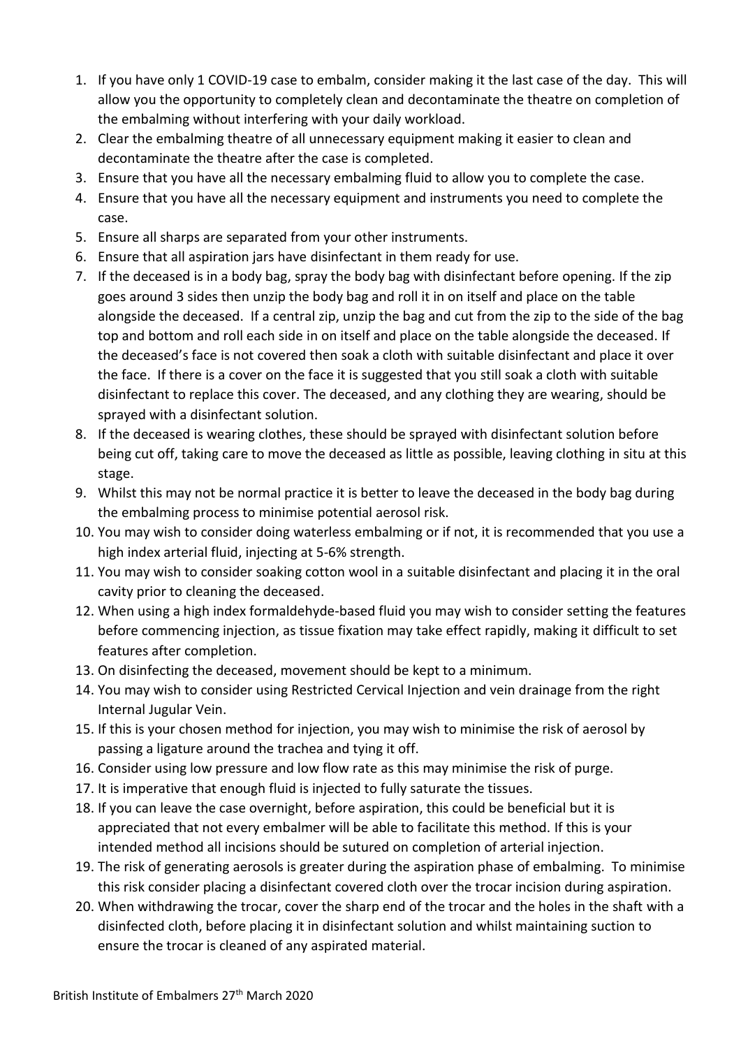1. If you have only 1 COVID-19 case to embalm, consider making it the last case of the day. This will allow you the opportunity to completely clean and decontaminate the theatre on completion of the embalming without interfering with your daily workload.
2. Clear the embalming theatre of all unnecessary equipment making it easier to clean and decontaminate the theatre after the case is completed.
3. Ensure that you have all the necessary embalming fluid to allow you to complete the case.
4. Ensure that you have all the necessary equipment and instruments you need to complete the case.
5. Ensure all sharps are separated from your other instruments.
6. Ensure that all aspiration jars have disinfectant in them ready for use.
7. If the deceased is in a body bag, spray the body bag with disinfectant before opening. If the zip goes around 3 sides then unzip the body bag and roll it in on itself and place on the table alongside the deceased. If a central zip, unzip the bag and cut from the zip to the side of the bag top and bottom and roll each side in on itself and place on the table alongside the deceased. If the deceased's face is not covered then soak a cloth with suitable disinfectant and place it over the face. If there is a cover on the face it is suggested that you still soak a cloth with suitable disinfectant to replace this cover. The deceased, and any clothing they are wearing, should be sprayed with a disinfectant solution.
8. If the deceased is wearing clothes, these should be sprayed with disinfectant solution before being cut off, taking care to move the deceased as little as possible, leaving clothing in situ at this stage.
9. Whilst this may not be normal practice it is better to leave the deceased in the body bag during the embalming process to minimise potential aerosol risk.
10. You may wish to consider doing waterless embalming or if not, it is recommended that you use a high index arterial fluid, injecting at 5-6% strength.
11. You may wish to consider soaking cotton wool in a suitable disinfectant and placing it in the oral cavity prior to cleaning the deceased.
12. When using a high index formaldehyde-based fluid you may wish to consider setting the features before commencing injection, as tissue fixation may take effect rapidly, making it difficult to set features after completion.
13. On disinfecting the deceased, movement should be kept to a minimum.
14. You may wish to consider using Restricted Cervical Injection and vein drainage from the right Internal Jugular Vein.
15. If this is your chosen method for injection, you may wish to minimise the risk of aerosol by passing a ligature around the trachea and tying it off.
16. Consider using low pressure and low flow rate as this may minimise the risk of purge.
17. It is imperative that enough fluid is injected to fully saturate the tissues.
18. If you can leave the case overnight, before aspiration, this could be beneficial but it is appreciated that not every embalmer will be able to facilitate this method. If this is your intended method all incisions should be sutured on completion of arterial injection.
19. The risk of generating aerosols is greater during the aspiration phase of embalming. To minimise this risk consider placing a disinfectant covered cloth over the trocar incision during aspiration.
20. When withdrawing the trocar, cover the sharp end of the trocar and the holes in the shaft with a disinfected cloth, before placing it in disinfectant solution and whilst maintaining suction to ensure the trocar is cleaned of any aspirated material.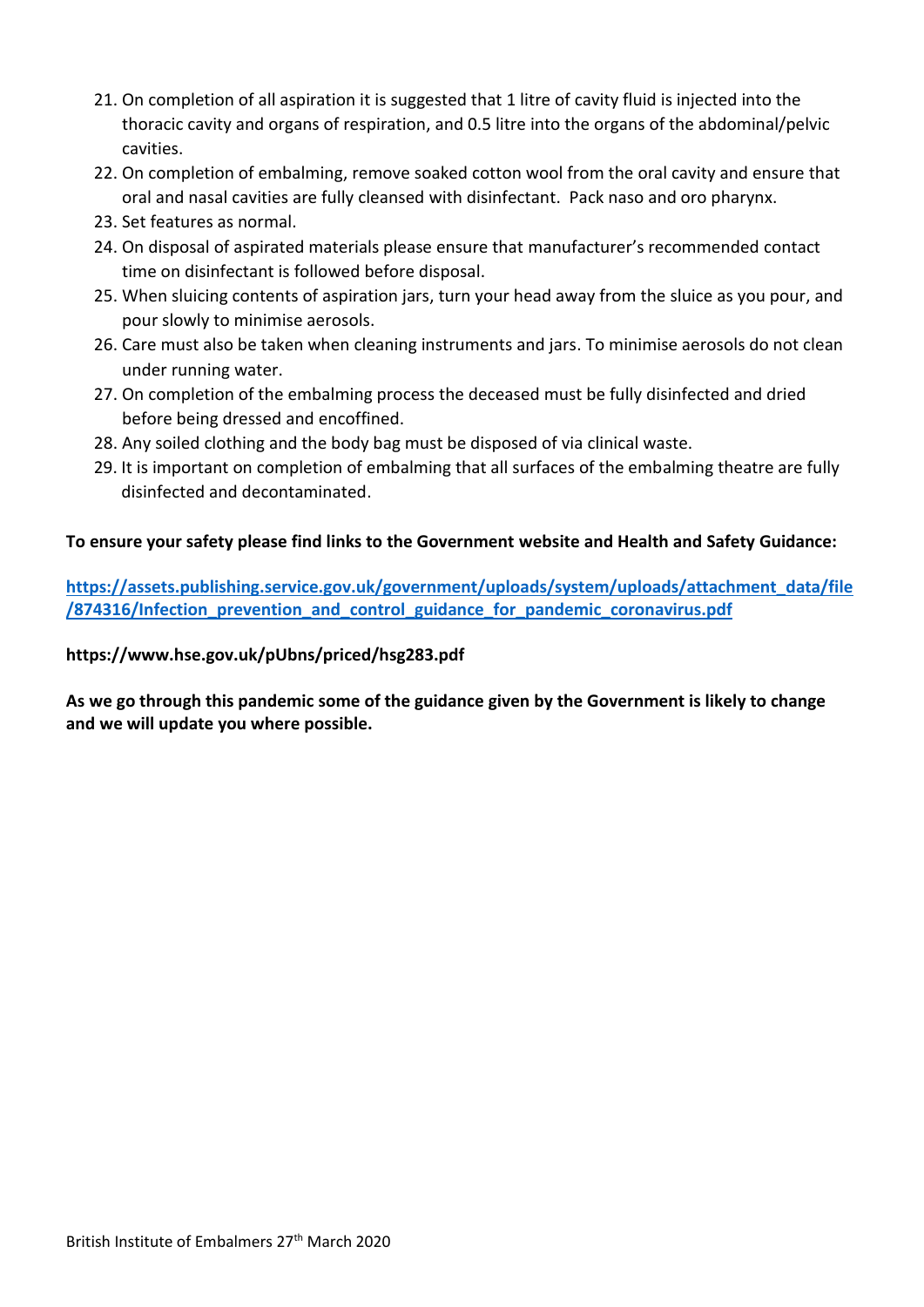21. On completion of all aspiration it is suggested that 1 litre of cavity fluid is injected into the thoracic cavity and organs of respiration, and 0.5 litre into the organs of the abdominal/pelvic cavities.
22. On completion of embalming, remove soaked cotton wool from the oral cavity and ensure that oral and nasal cavities are fully cleansed with disinfectant. Pack naso and oro pharynx.
23. Set features as normal.
24. On disposal of aspirated materials please ensure that manufacturer's recommended contact time on disinfectant is followed before disposal.
25. When sluicing contents of aspiration jars, turn your head away from the sluice as you pour, and pour slowly to minimise aerosols.
26. Care must also be taken when cleaning instruments and jars. To minimise aerosols do not clean under running water.
27. On completion of the embalming process the deceased must be fully disinfected and dried before being dressed and encoffined.
28. Any soiled clothing and the body bag must be disposed of via clinical waste.
29. It is important on completion of embalming that all surfaces of the embalming theatre are fully disinfected and decontaminated.

**To ensure your safety please find links to the Government website and Health and Safety Guidance:**

**https://assets.publishing.service.gov.uk/government/uploads/system/uploads/attachment_data/file/874316/Infection_prevention_and_control_guidance_for_pandemic_coronavirus.pdf**

**https://www.hse.gov.uk/pUbns/priced/hsg283.pdf**

**As we go through this pandemic some of the guidance given by the Government is likely to change and we will update you where possible.**

British Institute of Embalmers 27th March 2020